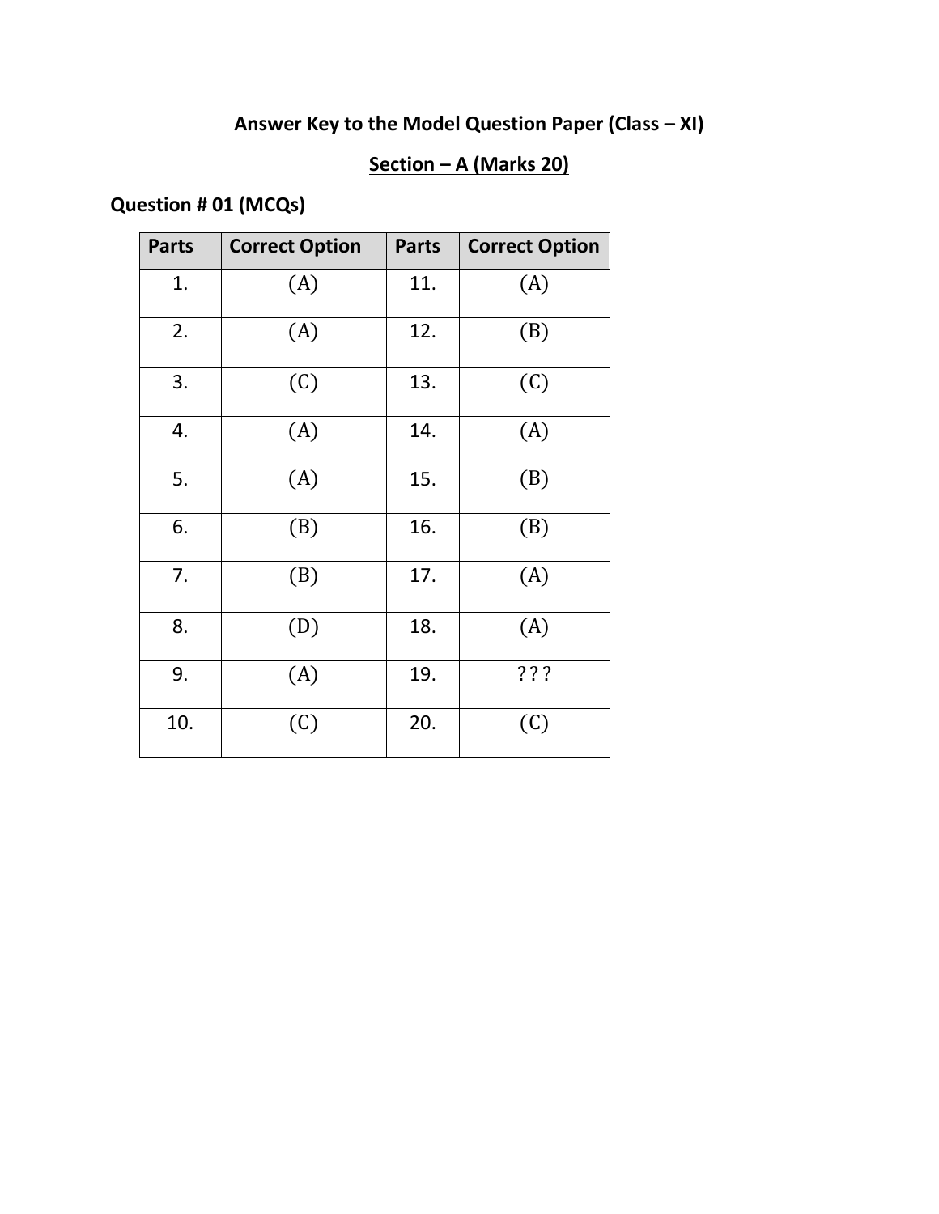## Answer Key to the Model Question Paper (Class – XI)

### Section – A (Marks 20)

**Question # 01 (MCQs)**

| Parts | Correct Option | Parts | Correct Option |
|---|---|---|---|
| 1. | (A) | 11. | (A) |
| 2. | (A) | 12. | (B) |
| 3. | (C) | 13. | (C) |
| 4. | (A) | 14. | (A) |
| 5. | (A) | 15. | (B) |
| 6. | (B) | 16. | (B) |
| 7. | (B) | 17. | (A) |
| 8. | (D) | 18. | (A) |
| 9. | (A) | 19. | ??? |
| 10. | (C) | 20. | (C) |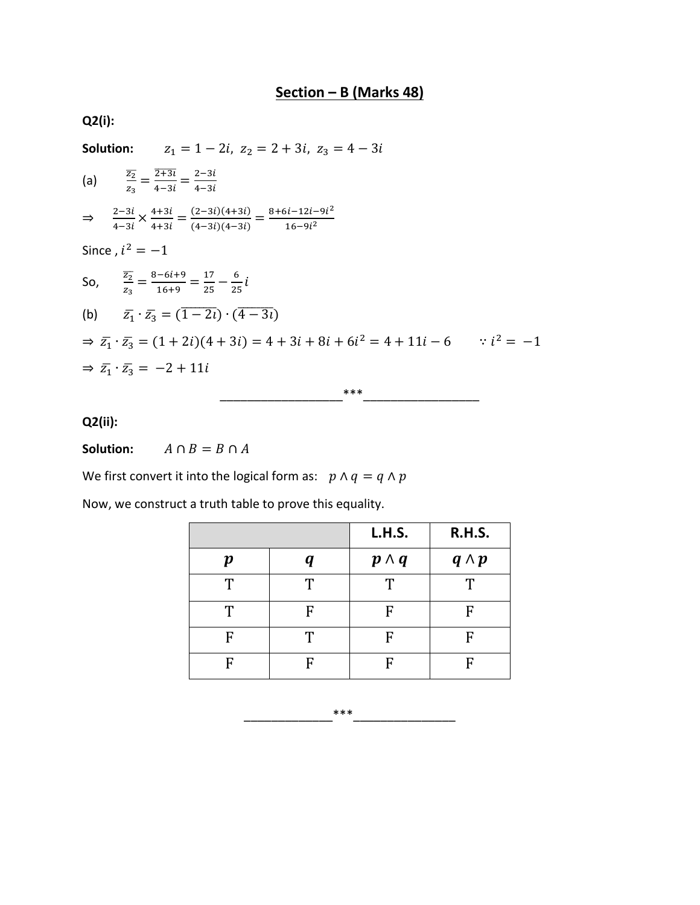## Section – B (Marks 48)

**Q2(i):**

**Solution:** $z_1 = 1 - 2i,\ z_2 = 2 + 3i,\ z_3 = 4 - 3i$

(a) $\frac{\overline{z_2}}{z_3} = \frac{\overline{2+3i}}{4-3i} = \frac{2-3i}{4-3i}$

$\Rightarrow \quad \frac{2-3i}{4-3i} \times \frac{4+3i}{4+3i} = \frac{(2-3i)(4+3i)}{(4-3i)(4-3i)} = \frac{8+6i-12i-9i^2}{16-9i^2}$

Since , $i^2 = -1$

So, $\quad \frac{\overline{z_2}}{z_3} = \frac{8-6i+9}{16+9} = \frac{17}{25} - \frac{6}{25}i$

(b) $\quad \overline{z_1} \cdot \overline{z_3} = (\overline{1-2i}) \cdot (\overline{4-3i})$

$\Rightarrow \overline{z_1} \cdot \overline{z_3} = (1+2i)(4+3i) = 4 + 3i + 8i + 6i^2 = 4 + 11i - 6 \qquad \because i^2 = -1$

$\Rightarrow \overline{z_1} \cdot \overline{z_3} = -2 + 11i$

\_\_\_\_\_\_\_\_\_\_\_\_\_\_\_\_\_\_\_\_\_***\_\_\_\_\_\_\_\_\_\_\_\_\_\_\_\_\_\_\_\_

**Q2(ii):**

**Solution:** $A \cap B = B \cap A$

We first convert it into the logical form as: $p \wedge q = q \wedge p$

Now, we construct a truth table to prove this equality.

| | | **L.H.S.** | **R.H.S.** |
|---|---|---|---|
| $p$ | $q$ | $p \wedge q$ | $q \wedge p$ |
| T | T | T | T |
| T | F | F | F |
| F | T | F | F |
| F | F | F | F |

\_\_\_\_\_\_\_\_\_\_\_\_\_\_\_***\_\_\_\_\_\_\_\_\_\_\_\_\_\_\_\_\_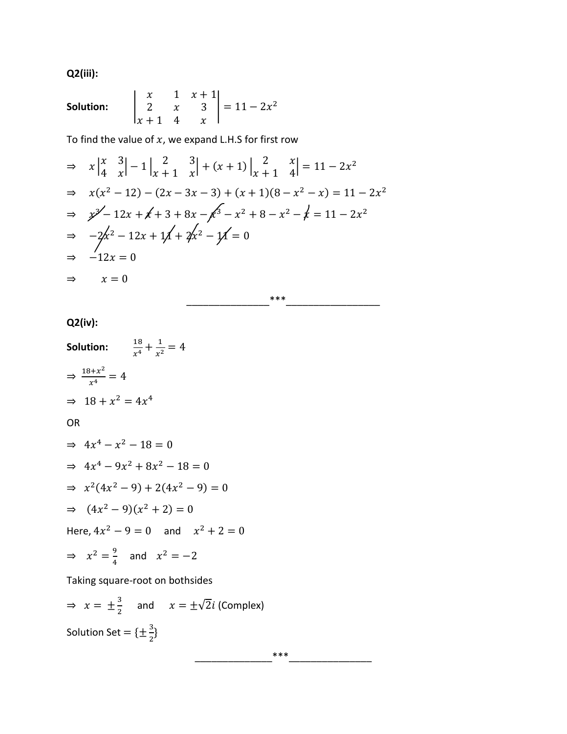**Q2(iii):**

**Solution:** $\begin{vmatrix} x & 1 & x+1 \\ 2 & x & 3 \\ x+1 & 4 & x \end{vmatrix} = 11 - 2x^2$

To find the value of $x$, we expand L.H.S for first row

$\Rightarrow \quad x\begin{vmatrix} x & 3 \\ 4 & x \end{vmatrix} - 1\begin{vmatrix} 2 & 3 \\ x+1 & x \end{vmatrix} + (x+1)\begin{vmatrix} 2 & x \\ x+1 & 4 \end{vmatrix} = 11 - 2x^2$

$\Rightarrow \quad x(x^2 - 12) - (2x - 3x - 3) + (x+1)(8 - x^2 - x) = 11 - 2x^2$

$\Rightarrow \quad x^3 - 12x + x + 3 + 8x - x^3 - x^2 + 8 - x^2 - x = 11 - 2x^2$

$\Rightarrow \quad -2x^2 - 12x + 11 + 2x^2 - 11 = 0$

$\Rightarrow \quad -12x = 0$

$\Rightarrow \quad x = 0$

_______________***_________________

**Q2(iv):**

**Solution:** $\frac{18}{x^4} + \frac{1}{x^2} = 4$

$\Rightarrow \frac{18 + x^2}{x^4} = 4$

$\Rightarrow \; 18 + x^2 = 4x^4$

OR

$\Rightarrow \; 4x^4 - x^2 - 18 = 0$

$\Rightarrow \; 4x^4 - 9x^2 + 8x^2 - 18 = 0$

$\Rightarrow \; x^2(4x^2 - 9) + 2(4x^2 - 9) = 0$

$\Rightarrow \; (4x^2 - 9)(x^2 + 2) = 0$

Here, $4x^2 - 9 = 0$ and $x^2 + 2 = 0$

$\Rightarrow \; x^2 = \frac{9}{4}$ and $x^2 = -2$

Taking square-root on bothsides

$\Rightarrow \; x = \pm\frac{3}{2}$ and $x = \pm\sqrt{2}i$ (Complex)

Solution Set = $\{\pm\frac{3}{2}\}$

_______________***_______________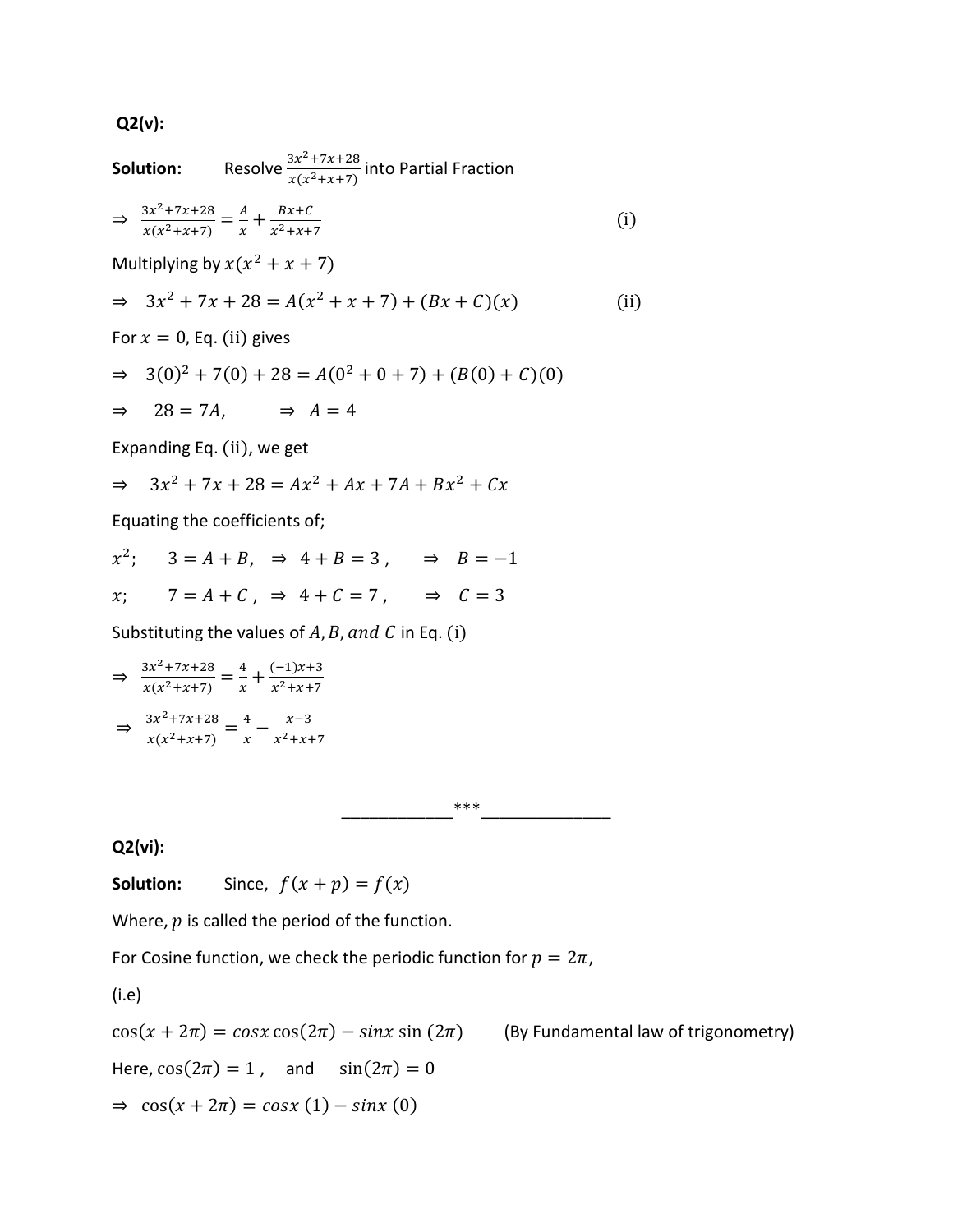**Q2(v):**

**Solution:** Resolve $\frac{3x^2+7x+28}{x(x^2+x+7)}$ into Partial Fraction

$$\Rightarrow \frac{3x^2+7x+28}{x(x^2+x+7)} = \frac{A}{x} + \frac{Bx+C}{x^2+x+7} \qquad \text{(i)}$$

Multiplying by $x(x^2 + x + 7)$

$$\Rightarrow 3x^2 + 7x + 28 = A(x^2 + x + 7) + (Bx + C)(x) \qquad \text{(ii)}$$

For $x = 0$, Eq. (ii) gives

$$\Rightarrow 3(0)^2 + 7(0) + 28 = A(0^2 + 0 + 7) + (B(0) + C)(0)$$

$$\Rightarrow 28 = 7A, \qquad \Rightarrow A = 4$$

Expanding Eq. (ii), we get

$$\Rightarrow 3x^2 + 7x + 28 = Ax^2 + Ax + 7A + Bx^2 + Cx$$

Equating the coefficients of;

$x^2$; $\quad 3 = A + B, \Rightarrow 4 + B = 3, \quad \Rightarrow B = -1$

$x$; $\quad 7 = A + C, \Rightarrow 4 + C = 7, \quad \Rightarrow C = 3$

Substituting the values of $A, B, and\ C$ in Eq. (i)

$$\Rightarrow \frac{3x^2+7x+28}{x(x^2+x+7)} = \frac{4}{x} + \frac{(-1)x+3}{x^2+x+7}$$

$$\Rightarrow \frac{3x^2+7x+28}{x(x^2+x+7)} = \frac{4}{x} - \frac{x-3}{x^2+x+7}$$

____________***______________

**Q2(vi):**

**Solution:** Since, $f(x + p) = f(x)$

Where, $p$ is called the period of the function.

For Cosine function, we check the periodic function for $p = 2\pi$,

(i.e)

$\cos(x + 2\pi) = cosx \cos(2\pi) - sinx \sin(2\pi)$ (By Fundamental law of trigonometry)

Here, $\cos(2\pi) = 1$, and $\sin(2\pi) = 0$

$$\Rightarrow \cos(x + 2\pi) = cosx\,(1) - sinx\,(0)$$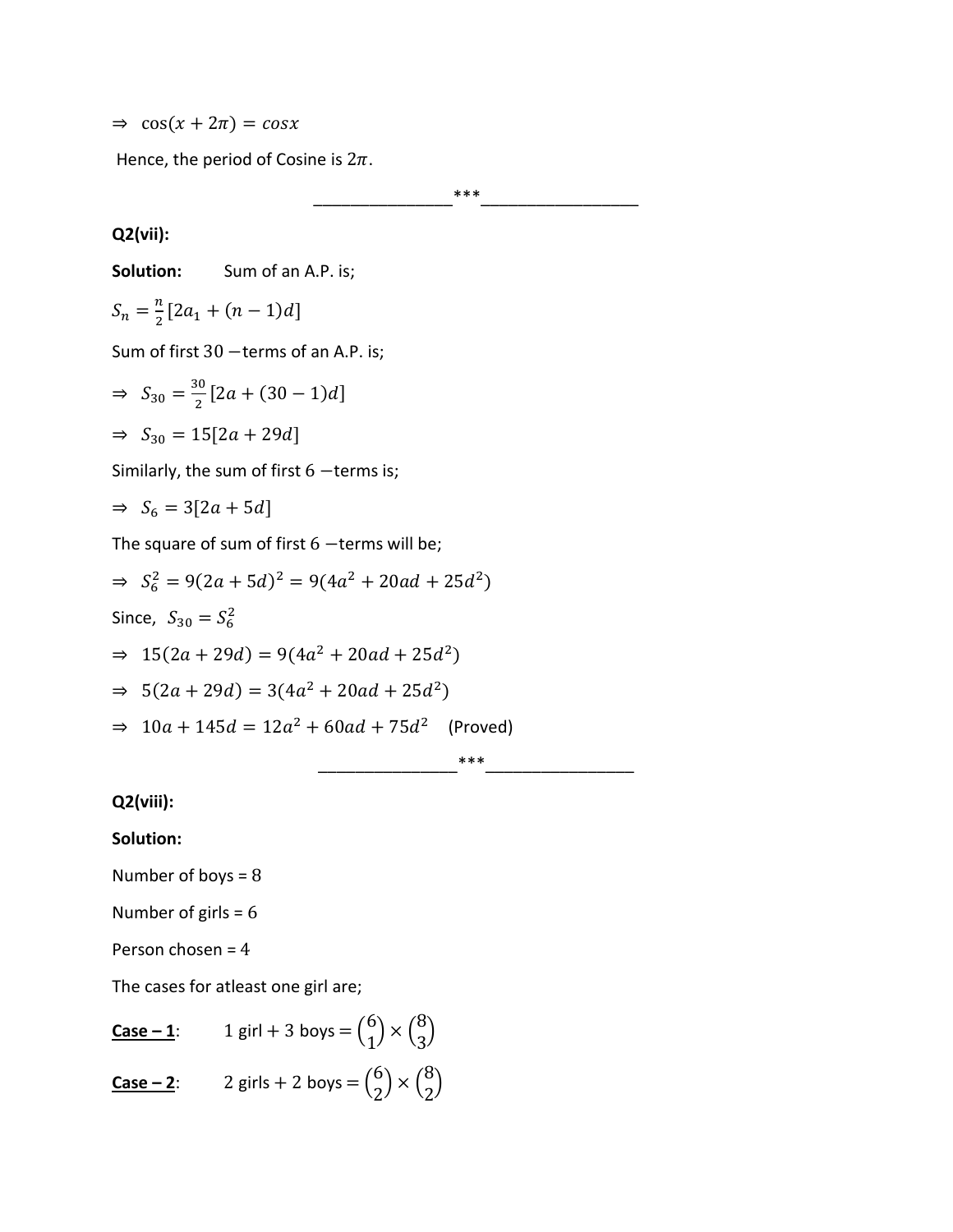$\Rightarrow \cos(x + 2\pi) = cosx$

Hence, the period of Cosine is $2\pi$.

_______________***________________

**Q2(vii):**

**Solution:** Sum of an A.P. is;

$S_n = \frac{n}{2}[2a_1 + (n-1)d]$

Sum of first $30$ –terms of an A.P. is;

$\Rightarrow \; S_{30} = \frac{30}{2}[2a + (30-1)d]$

$\Rightarrow \; S_{30} = 15[2a + 29d]$

Similarly, the sum of first $6$ –terms is;

$\Rightarrow \; S_6 = 3[2a + 5d]$

The square of sum of first $6$ –terms will be;

$\Rightarrow \; S_6^2 = 9(2a + 5d)^2 = 9(4a^2 + 20ad + 25d^2)$

Since, $S_{30} = S_6^2$

$\Rightarrow \; 15(2a + 29d) = 9(4a^2 + 20ad + 25d^2)$

$\Rightarrow \; 5(2a + 29d) = 3(4a^2 + 20ad + 25d^2)$

$\Rightarrow \; 10a + 145d = 12a^2 + 60ad + 75d^2$ (Proved)

_______________***________________

**Q2(viii):**

**Solution:**

Number of boys = $8$

Number of girls = $6$

Person chosen = $4$

The cases for atleast one girl are;

**Case – 1**: 1 girl + 3 boys $= \binom{6}{1} \times \binom{8}{3}$

**Case – 2**: 2 girls + 2 boys $= \binom{6}{2} \times \binom{8}{2}$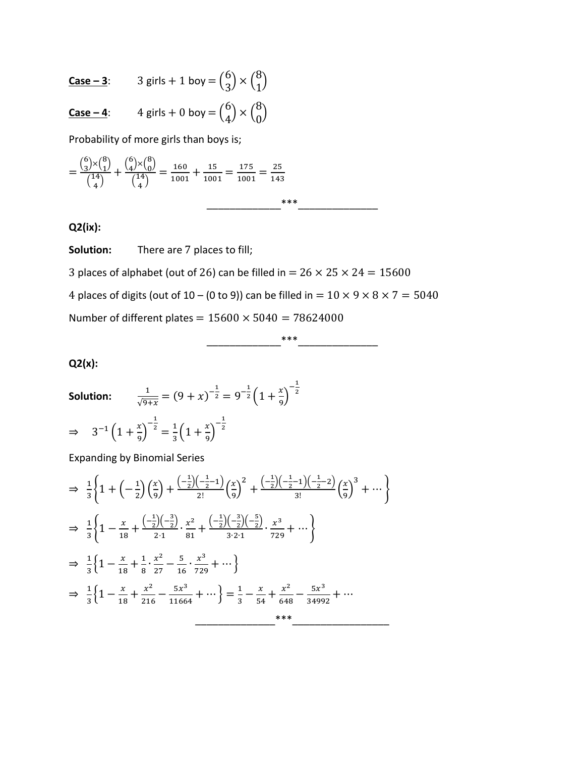**Case – 3**: 3 girls + 1 boy $= \binom{6}{3} \times \binom{8}{1}$

**Case – 4**: 4 girls + 0 boy $= \binom{6}{4} \times \binom{8}{0}$

Probability of more girls than boys is;

$$= \frac{\binom{6}{3}\times\binom{8}{1}}{\binom{14}{4}} + \frac{\binom{6}{4}\times\binom{8}{0}}{\binom{14}{4}} = \frac{160}{1001} + \frac{15}{1001} = \frac{175}{1001} = \frac{25}{143}$$

_____________***______________

**Q2(ix):**

**Solution:** There are 7 places to fill;

3 places of alphabet (out of 26) can be filled in $= 26 \times 25 \times 24 = 15600$

4 places of digits (out of 10 – (0 to 9)) can be filled in $= 10 \times 9 \times 8 \times 7 = 5040$

Number of different plates $= 15600 \times 5040 = 78624000$

_____________***______________

**Q2(x):**

**Solution:** $\frac{1}{\sqrt{9+x}} = (9+x)^{-\frac{1}{2}} = 9^{-\frac{1}{2}}\left(1+\frac{x}{9}\right)^{-\frac{1}{2}}$

$$\Rightarrow \quad 3^{-1}\left(1+\frac{x}{9}\right)^{-\frac{1}{2}} = \frac{1}{3}\left(1+\frac{x}{9}\right)^{-\frac{1}{2}}$$

Expanding by Binomial Series

$$\Rightarrow \quad \frac{1}{3}\left\{1 + \left(-\frac{1}{2}\right)\left(\frac{x}{9}\right) + \frac{\left(-\frac{1}{2}\right)\left(-\frac{1}{2}-1\right)}{2!}\left(\frac{x}{9}\right)^2 + \frac{\left(-\frac{1}{2}\right)\left(-\frac{1}{2}-1\right)\left(-\frac{1}{2}-2\right)}{3!}\left(\frac{x}{9}\right)^3 + \cdots\right\}$$

$$\Rightarrow \quad \frac{1}{3}\left\{1 - \frac{x}{18} + \frac{\left(-\frac{1}{2}\right)\left(-\frac{3}{2}\right)}{2\cdot 1}\cdot\frac{x^2}{81} + \frac{\left(-\frac{1}{2}\right)\left(-\frac{3}{2}\right)\left(-\frac{5}{2}\right)}{3\cdot 2\cdot 1}\cdot\frac{x^3}{729} + \cdots\right\}$$

$$\Rightarrow \quad \frac{1}{3}\left\{1 - \frac{x}{18} + \frac{1}{8}\cdot\frac{x^2}{27} - \frac{5}{16}\cdot\frac{x^3}{729} + \cdots\right\}$$

$$\Rightarrow \quad \frac{1}{3}\left\{1 - \frac{x}{18} + \frac{x^2}{216} - \frac{5x^3}{11664} + \cdots\right\} = \frac{1}{3} - \frac{x}{54} + \frac{x^2}{648} - \frac{5x^3}{34992} + \cdots$$

______________***_________________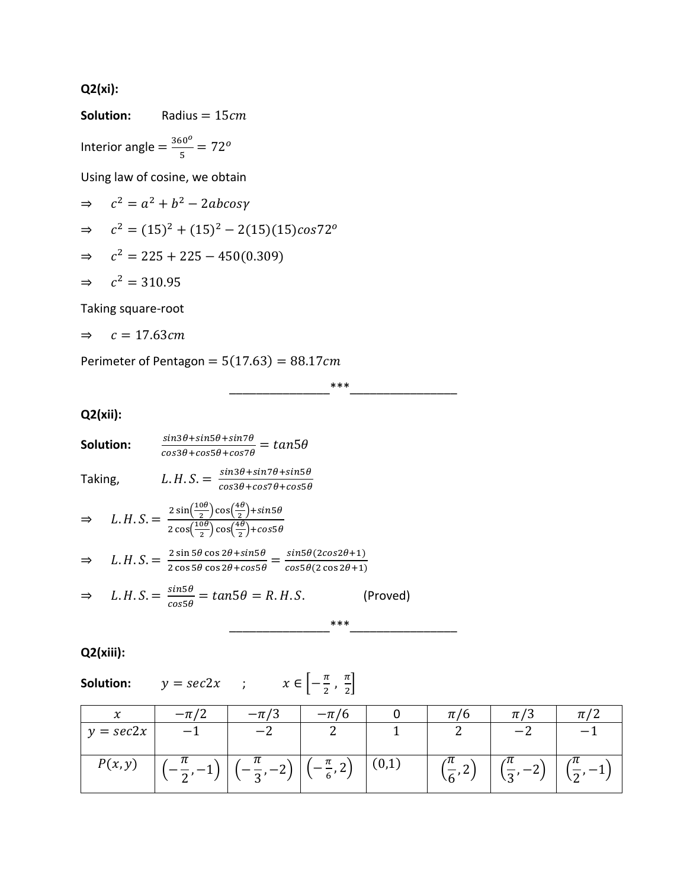**Q2(xi):**

**Solution:** Radius $= 15cm$

Interior angle $= \frac{360^o}{5} = 72^o$

Using law of cosine, we obtain

$\Rightarrow \quad c^2 = a^2 + b^2 - 2abcos\gamma$

$\Rightarrow \quad c^2 = (15)^2 + (15)^2 - 2(15)(15)cos72^o$

$\Rightarrow \quad c^2 = 225 + 225 - 450(0.309)$

$\Rightarrow \quad c^2 = 310.95$

Taking square-root

$\Rightarrow \quad c = 17.63cm$

Perimeter of Pentagon $= 5(17.63) = 88.17cm$

_______________***________________

**Q2(xii):**

**Solution:** $\frac{sin3\theta + sin5\theta + sin7\theta}{cos3\theta + cos5\theta + cos7\theta} = tan5\theta$

Taking, $L.H.S. = \frac{sin3\theta + sin7\theta + sin5\theta}{cos3\theta + cos7\theta + cos5\theta}$

$\Rightarrow \quad L.H.S. = \frac{2\sin\left(\frac{10\theta}{2}\right)\cos\left(\frac{4\theta}{2}\right) + sin5\theta}{2\cos\left(\frac{10\theta}{2}\right)\cos\left(\frac{4\theta}{2}\right) + cos5\theta}$

$\Rightarrow \quad L.H.S. = \frac{2\sin 5\theta\cos 2\theta + sin5\theta}{2\cos 5\theta\cos 2\theta + cos5\theta} = \frac{sin5\theta(2cos2\theta + 1)}{cos5\theta(2\cos 2\theta + 1)}$

$\Rightarrow \quad L.H.S. = \frac{sin5\theta}{cos5\theta} = tan5\theta = R.H.S.$ (Proved)

_______________***________________

**Q2(xiii):**

**Solution:** $y = sec2x \quad ; \quad x \in \left[-\frac{\pi}{2}, \frac{\pi}{2}\right]$

| $x$ | $-\pi/2$ | $-\pi/3$ | $-\pi/6$ | $0$ | $\pi/6$ | $\pi/3$ | $\pi/2$ |
|---|---|---|---|---|---|---|---|
| $y = sec2x$ | $-1$ | $-2$ | $2$ | $1$ | $2$ | $-2$ | $-1$ |
| $P(x,y)$ | $\left(-\frac{\pi}{2}, -1\right)$ | $\left(-\frac{\pi}{3}, -2\right)$ | $\left(-\frac{\pi}{6}, 2\right)$ | $(0,1)$ | $\left(\frac{\pi}{6}, 2\right)$ | $\left(\frac{\pi}{3}, -2\right)$ | $\left(\frac{\pi}{2}, -1\right)$ |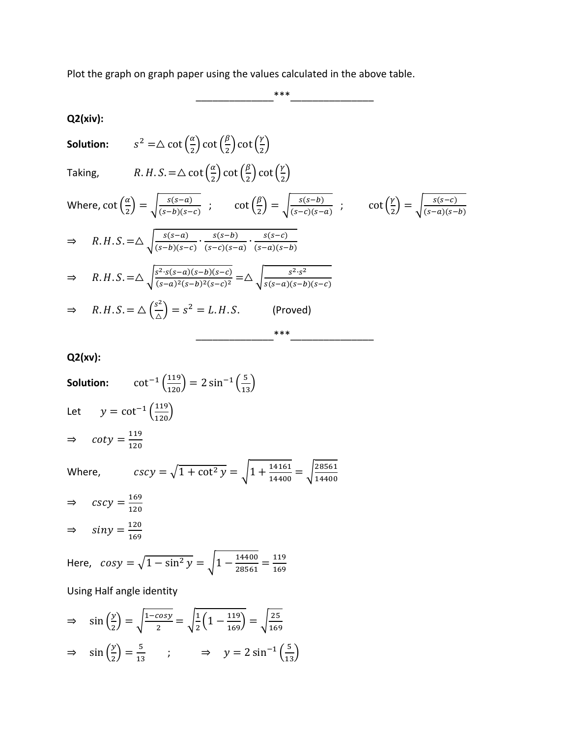Plot the graph on graph paper using the values calculated in the above table.

_______________***_______________

**Q2(xiv):**

**Solution:** $s^2 = \triangle \cot\left(\frac{\alpha}{2}\right)\cot\left(\frac{\beta}{2}\right)\cot\left(\frac{\gamma}{2}\right)$

Taking, $R.H.S. = \triangle \cot\left(\frac{\alpha}{2}\right)\cot\left(\frac{\beta}{2}\right)\cot\left(\frac{\gamma}{2}\right)$

Where, $\cot\left(\frac{\alpha}{2}\right) = \sqrt{\frac{s(s-a)}{(s-b)(s-c)}}$ ; $\cot\left(\frac{\beta}{2}\right) = \sqrt{\frac{s(s-b)}{(s-c)(s-a)}}$ ; $\cot\left(\frac{\gamma}{2}\right) = \sqrt{\frac{s(s-c)}{(s-a)(s-b)}}$

$\Rightarrow \quad R.H.S. = \triangle \sqrt{\frac{s(s-a)}{(s-b)(s-c)} \cdot \frac{s(s-b)}{(s-c)(s-a)} \cdot \frac{s(s-c)}{(s-a)(s-b)}}$

$\Rightarrow \quad R.H.S. = \triangle \sqrt{\frac{s^2 \cdot s(s-a)(s-b)(s-c)}{(s-a)^2(s-b)^2(s-c)^2}} = \triangle \sqrt{\frac{s^2 \cdot s^2}{s(s-a)(s-b)(s-c)}}$

$\Rightarrow \quad R.H.S. = \triangle\left(\frac{s^2}{\triangle}\right) = s^2 = L.H.S.$ (Proved)

_______________***_______________

**Q2(xv):**

**Solution:** $\cot^{-1}\left(\frac{119}{120}\right) = 2\sin^{-1}\left(\frac{5}{13}\right)$

Let $y = \cot^{-1}\left(\frac{119}{120}\right)$

$\Rightarrow \quad \cot y = \frac{119}{120}$

Where, $\csc y = \sqrt{1 + \cot^2 y} = \sqrt{1 + \frac{14161}{14400}} = \sqrt{\frac{28561}{14400}}$

$\Rightarrow \quad \csc y = \frac{169}{120}$

$\Rightarrow \quad \sin y = \frac{120}{169}$

Here, $\cos y = \sqrt{1 - \sin^2 y} = \sqrt{1 - \frac{14400}{28561}} = \frac{119}{169}$

Using Half angle identity

$\Rightarrow \quad \sin\left(\frac{y}{2}\right) = \sqrt{\frac{1-\cos y}{2}} = \sqrt{\frac{1}{2}\left(1 - \frac{119}{169}\right)} = \sqrt{\frac{25}{169}}$

$\Rightarrow \quad \sin\left(\frac{y}{2}\right) = \frac{5}{13}$ ; $\Rightarrow \quad y = 2\sin^{-1}\left(\frac{5}{13}\right)$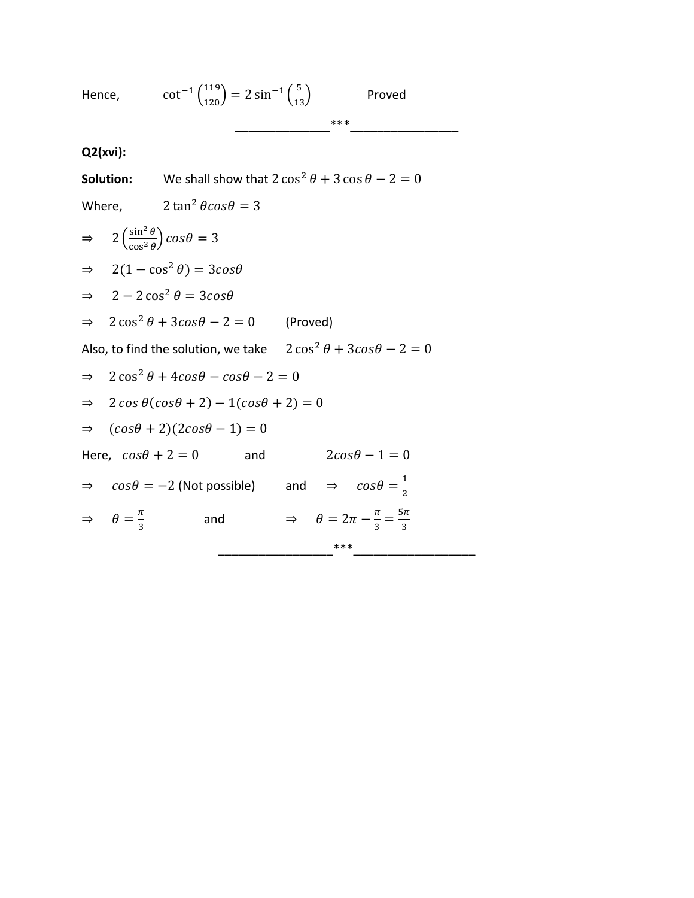Hence, $\cot^{-1}\left(\frac{119}{120}\right) = 2\sin^{-1}\left(\frac{5}{13}\right)$ Proved

_______________***_________________

**Q2(xvi):**

**Solution:** We shall show that $2\cos^2\theta + 3\cos\theta - 2 = 0$

Where, $2\tan^2\theta cos\theta = 3$

$\Rightarrow \quad 2\left(\frac{\sin^2\theta}{\cos^2\theta}\right)cos\theta = 3$

$\Rightarrow \quad 2(1 - \cos^2\theta) = 3cos\theta$

$\Rightarrow \quad 2 - 2\cos^2\theta = 3cos\theta$

$\Rightarrow \quad 2\cos^2\theta + 3cos\theta - 2 = 0$ (Proved)

Also, to find the solution, we take $2\cos^2\theta + 3cos\theta - 2 = 0$

$\Rightarrow \quad 2\cos^2\theta + 4cos\theta - cos\theta - 2 = 0$

$\Rightarrow \quad 2\cos\theta(cos\theta + 2) - 1(cos\theta + 2) = 0$

$\Rightarrow \quad (cos\theta + 2)(2cos\theta - 1) = 0$

Here, $cos\theta + 2 = 0$ and $2cos\theta - 1 = 0$

$\Rightarrow \quad cos\theta = -2$ (Not possible) and $\Rightarrow \quad cos\theta = \frac{1}{2}$

$\Rightarrow \quad \theta = \frac{\pi}{3}$ and $\Rightarrow \quad \theta = 2\pi - \frac{\pi}{3} = \frac{5\pi}{3}$

__________________***___________________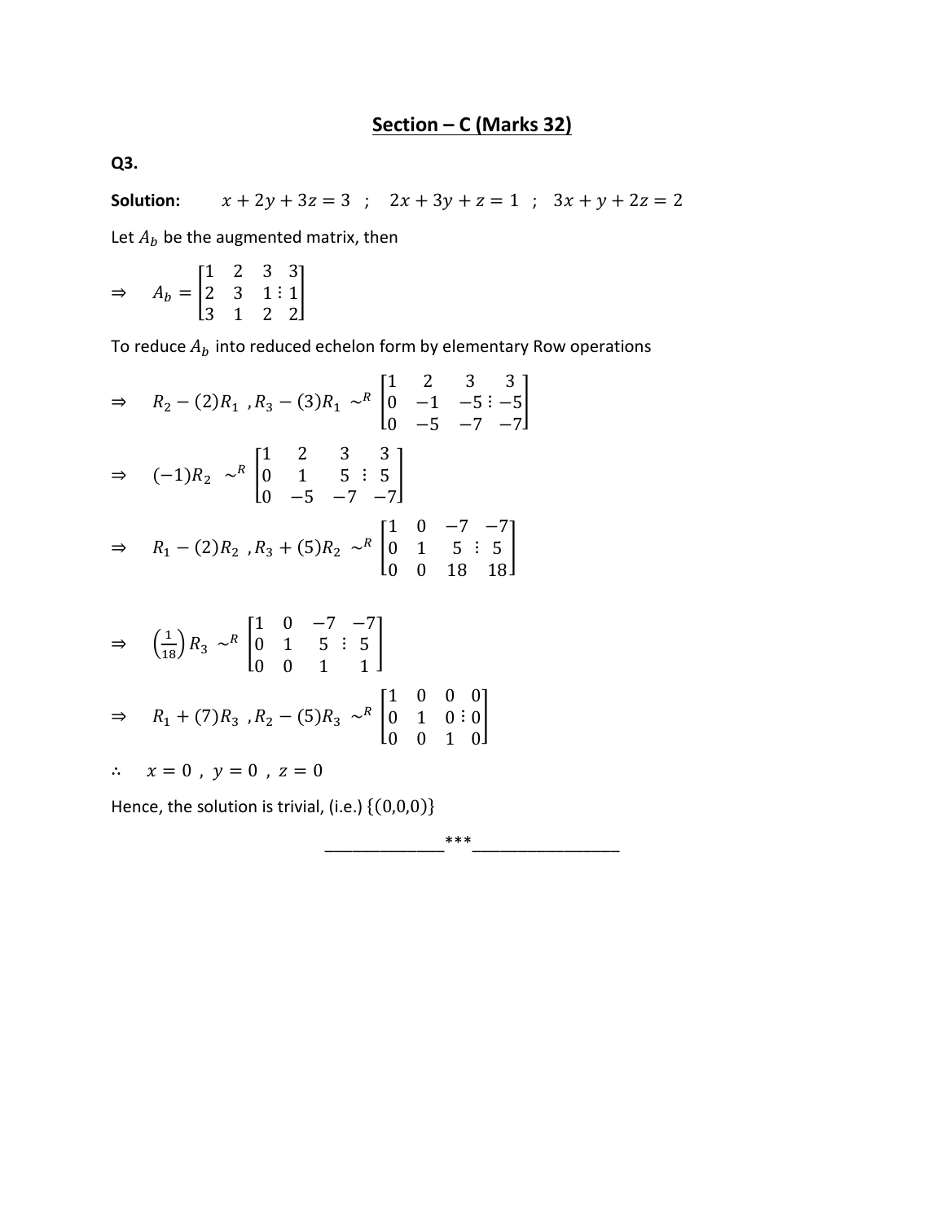## Section – C (Marks 32)

**Q3.**

**Solution:** $x + 2y + 3z = 3$ ; $2x + 3y + z = 1$ ; $3x + y + 2z = 2$

Let $A_b$ be the augmented matrix, then

$$\Rightarrow \quad A_b = \left[\begin{array}{ccc|c} 1 & 2 & 3 & 3 \\ 2 & 3 & 1 & 1 \\ 3 & 1 & 2 & 2 \end{array}\right]$$

To reduce $A_b$ into reduced echelon form by elementary Row operations

$$\Rightarrow \quad R_2 - (2)R_1 \ , R_3 - (3)R_1 \ \sim^R \left[\begin{array}{ccc|c} 1 & 2 & 3 & 3 \\ 0 & -1 & -5 & -5 \\ 0 & -5 & -7 & -7 \end{array}\right]$$

$$\Rightarrow \quad (-1)R_2 \ \sim^R \left[\begin{array}{ccc|c} 1 & 2 & 3 & 3 \\ 0 & 1 & 5 & 5 \\ 0 & -5 & -7 & -7 \end{array}\right]$$

$$\Rightarrow \quad R_1 - (2)R_2 \ , R_3 + (5)R_2 \ \sim^R \left[\begin{array}{ccc|c} 1 & 0 & -7 & -7 \\ 0 & 1 & 5 & 5 \\ 0 & 0 & 18 & 18 \end{array}\right]$$

$$\Rightarrow \quad \left(\frac{1}{18}\right) R_3 \ \sim^R \left[\begin{array}{ccc|c} 1 & 0 & -7 & -7 \\ 0 & 1 & 5 & 5 \\ 0 & 0 & 1 & 1 \end{array}\right]$$

$$\Rightarrow \quad R_1 + (7)R_3 \ , R_2 - (5)R_3 \ \sim^R \left[\begin{array}{ccc|c} 1 & 0 & 0 & 0 \\ 0 & 1 & 0 & 0 \\ 0 & 0 & 1 & 0 \end{array}\right]$$

$\therefore \quad x = 0 \ , \ y = 0 \ , \ z = 0$

Hence, the solution is trivial, (i.e.) $\{(0,0,0)\}$

\_\_\_\_\_\_\_\_\_\_\_\_\_\_\_***\_\_\_\_\_\_\_\_\_\_\_\_\_\_\_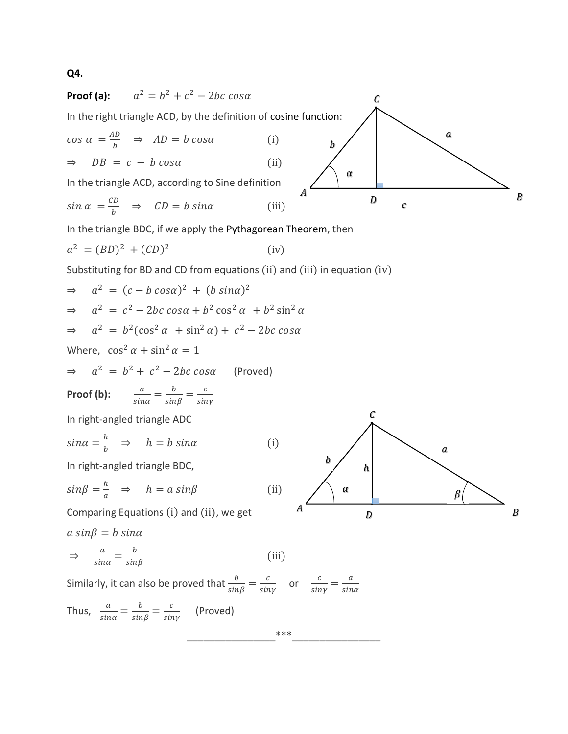**Q4.**

**Proof (a):** $a^2 = b^2 + c^2 - 2bc\ cos\alpha$

In the right triangle ACD, by the definition of cosine function:

$$cos\ \alpha = \frac{AD}{b} \Rightarrow AD = b\ cos\alpha \qquad \text{(i)}$$

$$\Rightarrow \quad DB = c - b\ cos\alpha \qquad \text{(ii)}$$

In the triangle ACD, according to Sine definition

$$sin\ \alpha = \frac{CD}{b} \Rightarrow CD = b\ sin\alpha \qquad \text{(iii)}$$

In the triangle BDC, if we apply the Pythagorean Theorem, then

$$a^2 = (BD)^2 + (CD)^2 \qquad \text{(iv)}$$

Substituting for BD and CD from equations (ii) and (iii) in equation (iv)

$$\Rightarrow \quad a^2 = (c - b\ cos\alpha)^2 + (b\ sin\alpha)^2$$

$$\Rightarrow \quad a^2 = c^2 - 2bc\ cos\alpha + b^2 \cos^2\alpha + b^2 \sin^2\alpha$$

$$\Rightarrow \quad a^2 = b^2(\cos^2\alpha + \sin^2\alpha) + c^2 - 2bc\ cos\alpha$$

Where, $\cos^2\alpha + \sin^2\alpha = 1$

$$\Rightarrow \quad a^2 = b^2 + c^2 - 2bc\ cos\alpha \qquad \text{(Proved)}$$

**Proof (b):** $\frac{a}{sin\alpha} = \frac{b}{sin\beta} = \frac{c}{sin\gamma}$

In right-angled triangle ADC

$$sin\alpha = \frac{h}{b} \Rightarrow h = b\ sin\alpha \qquad \text{(i)}$$

In right-angled triangle BDC,

$$sin\beta = \frac{h}{a} \Rightarrow h = a\ sin\beta \qquad \text{(ii)}$$

Comparing Equations (i) and (ii), we get

$$a\ sin\beta = b\ sin\alpha$$

$$\Rightarrow \quad \frac{a}{sin\alpha} = \frac{b}{sin\beta} \qquad \text{(iii)}$$

Similarly, it can also be proved that $\frac{b}{sin\beta} = \frac{c}{sin\gamma}$ or $\frac{c}{sin\gamma} = \frac{a}{sin\alpha}$

Thus, $\frac{a}{sin\alpha} = \frac{b}{sin\beta} = \frac{c}{sin\gamma}$ (Proved)

\*\*\*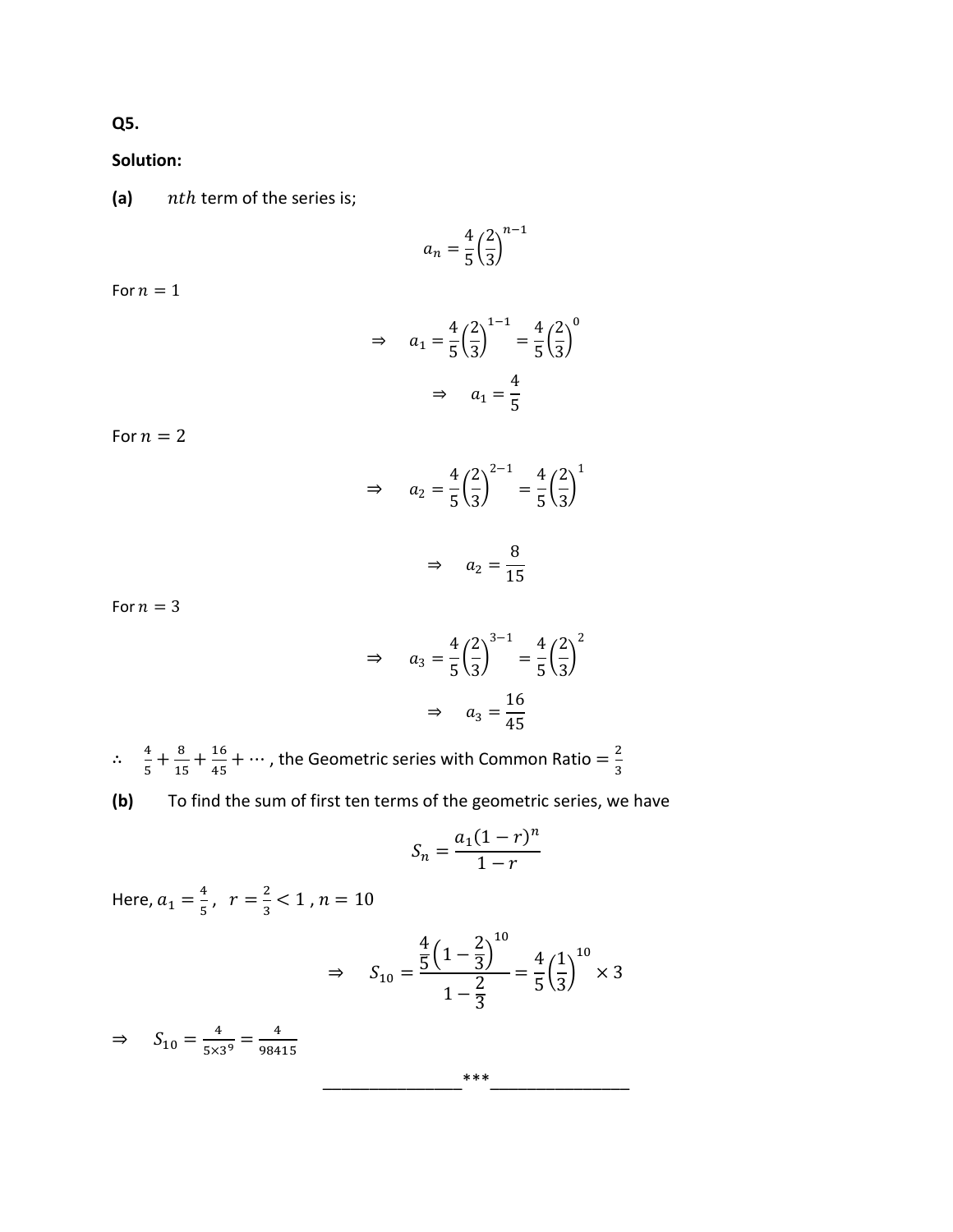**Q5.**

**Solution:**

**(a)** $nth$ term of the series is;

$$a_n = \frac{4}{5}\left(\frac{2}{3}\right)^{n-1}$$

For $n = 1$

$$\Rightarrow \quad a_1 = \frac{4}{5}\left(\frac{2}{3}\right)^{1-1} = \frac{4}{5}\left(\frac{2}{3}\right)^{0}$$

$$\Rightarrow \quad a_1 = \frac{4}{5}$$

For $n = 2$

$$\Rightarrow \quad a_2 = \frac{4}{5}\left(\frac{2}{3}\right)^{2-1} = \frac{4}{5}\left(\frac{2}{3}\right)^{1}$$

$$\Rightarrow \quad a_2 = \frac{8}{15}$$

For $n = 3$

$$\Rightarrow \quad a_3 = \frac{4}{5}\left(\frac{2}{3}\right)^{3-1} = \frac{4}{5}\left(\frac{2}{3}\right)^{2}$$

$$\Rightarrow \quad a_3 = \frac{16}{45}$$

$\therefore \quad \frac{4}{5} + \frac{8}{15} + \frac{16}{45} + \cdots$ , the Geometric series with Common Ratio $= \frac{2}{3}$

**(b)** To find the sum of first ten terms of the geometric series, we have

$$S_n = \frac{a_1(1-r)^n}{1-r}$$

Here, $a_1 = \frac{4}{5}, \ \ r = \frac{2}{3} < 1 \ , n = 10$

$$\Rightarrow \quad S_{10} = \frac{\frac{4}{5}\left(1-\frac{2}{3}\right)^{10}}{1-\frac{2}{3}} = \frac{4}{5}\left(\frac{1}{3}\right)^{10} \times 3$$

$\Rightarrow \quad S_{10} = \frac{4}{5 \times 3^9} = \frac{4}{98415}$

\_\_\_\_\_\_\_\_\_\_\_\_\_\_\_\_\_\_\*\*\*\_\_\_\_\_\_\_\_\_\_\_\_\_\_\_\_\_\_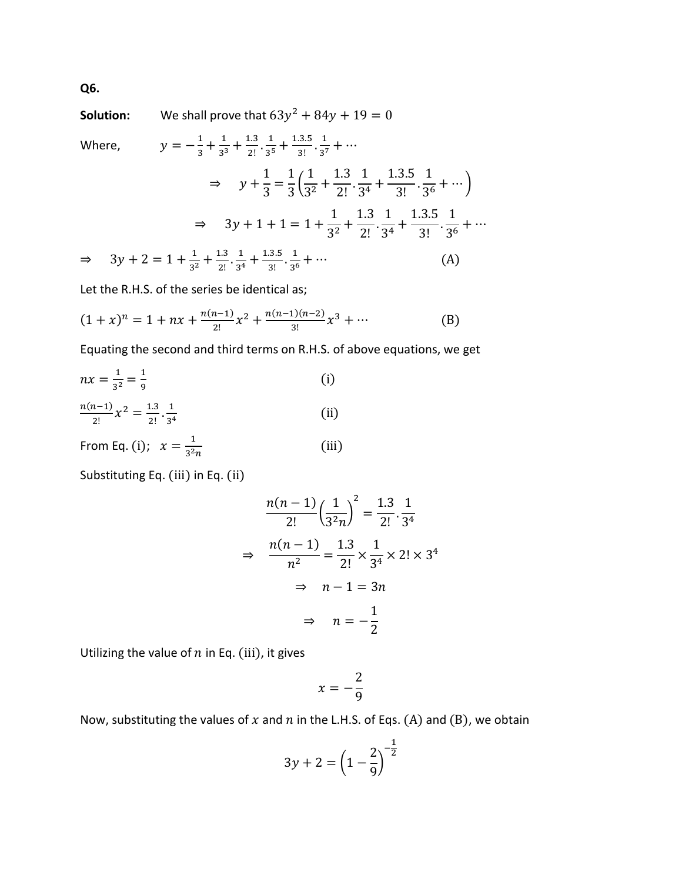**Q6.**

**Solution:** We shall prove that $63y^2 + 84y + 19 = 0$

Where, $y = -\frac{1}{3} + \frac{1}{3^3} + \frac{1.3}{2!} \cdot \frac{1}{3^5} + \frac{1.3.5}{3!} \cdot \frac{1}{3^7} + \cdots$

$$\Rightarrow \quad y + \frac{1}{3} = \frac{1}{3}\left(\frac{1}{3^2} + \frac{1.3}{2!} \cdot \frac{1}{3^4} + \frac{1.3.5}{3!} \cdot \frac{1}{3^6} + \cdots\right)$$

$$\Rightarrow \quad 3y + 1 + 1 = 1 + \frac{1}{3^2} + \frac{1.3}{2!} \cdot \frac{1}{3^4} + \frac{1.3.5}{3!} \cdot \frac{1}{3^6} + \cdots$$

$\Rightarrow \quad 3y + 2 = 1 + \frac{1}{3^2} + \frac{1.3}{2!} \cdot \frac{1}{3^4} + \frac{1.3.5}{3!} \cdot \frac{1}{3^6} + \cdots \qquad$ (A)

Let the R.H.S. of the series be identical as;

$(1 + x)^n = 1 + nx + \frac{n(n-1)}{2!}x^2 + \frac{n(n-1)(n-2)}{3!}x^3 + \cdots \qquad$ (B)

Equating the second and third terms on R.H.S. of above equations, we get

$nx = \frac{1}{3^2} = \frac{1}{9} \qquad$ (i)

$\frac{n(n-1)}{2!}x^2 = \frac{1.3}{2!} \cdot \frac{1}{3^4} \qquad$ (ii)

From Eq. (i); $\; x = \frac{1}{3^2 n} \qquad$ (iii)

Substituting Eq. (iii) in Eq. (ii)

$$\frac{n(n-1)}{2!}\left(\frac{1}{3^2 n}\right)^2 = \frac{1.3}{2!} \cdot \frac{1}{3^4}$$

$$\Rightarrow \quad \frac{n(n-1)}{n^2} = \frac{1.3}{2!} \times \frac{1}{3^4} \times 2! \times 3^4$$

$$\Rightarrow \quad n - 1 = 3n$$

$$\Rightarrow \quad n = -\frac{1}{2}$$

Utilizing the value of $n$ in Eq. (iii), it gives

$$x = -\frac{2}{9}$$

Now, substituting the values of $x$ and $n$ in the L.H.S. of Eqs. (A) and (B), we obtain

$$3y + 2 = \left(1 - \frac{2}{9}\right)^{-\frac{1}{2}}$$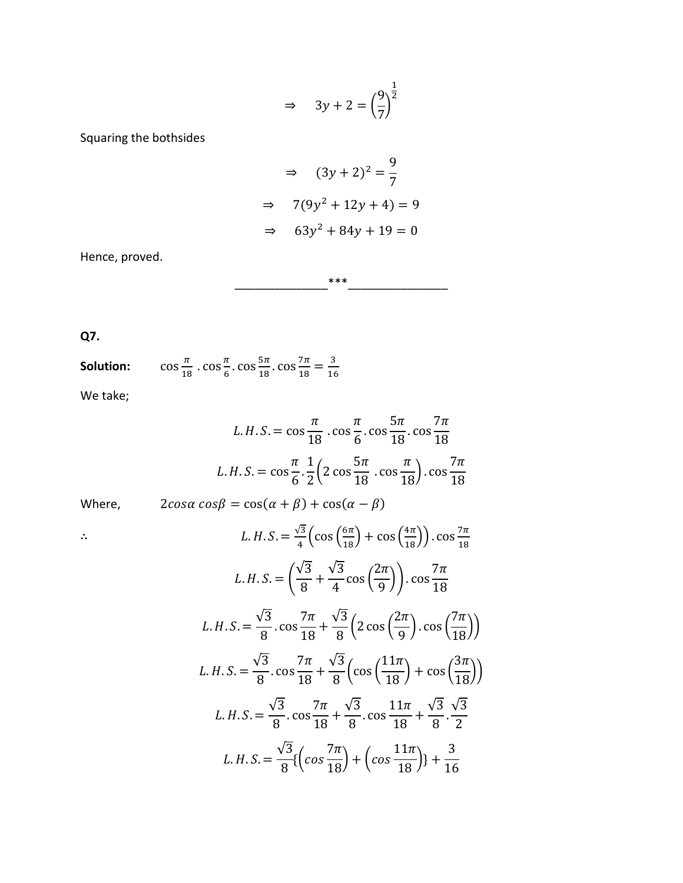$$\Rightarrow \quad 3y + 2 = \left(\frac{9}{7}\right)^{\frac{1}{2}}$$

Squaring the bothsides

$$\Rightarrow \quad (3y + 2)^2 = \frac{9}{7}$$

$$\Rightarrow \quad 7(9y^2 + 12y + 4) = 9$$

$$\Rightarrow \quad 63y^2 + 84y + 19 = 0$$

Hence, proved.

_______________***________________

**Q7.**

**Solution:** $\cos\frac{\pi}{18} \cdot \cos\frac{\pi}{6} \cdot \cos\frac{5\pi}{18} \cdot \cos\frac{7\pi}{18} = \frac{3}{16}$

We take;

$$L.H.S. = \cos\frac{\pi}{18} \cdot \cos\frac{\pi}{6} \cdot \cos\frac{5\pi}{18} \cdot \cos\frac{7\pi}{18}$$

$$L.H.S. = \cos\frac{\pi}{6} \cdot \frac{1}{2}\left(2\cos\frac{5\pi}{18} \cdot \cos\frac{\pi}{18}\right) \cdot \cos\frac{7\pi}{18}$$

Where, $\quad 2\cos\alpha\cos\beta = \cos(\alpha + \beta) + \cos(\alpha - \beta)$

$\therefore$

$$L.H.S. = \frac{\sqrt{3}}{4}\left(\cos\left(\frac{6\pi}{18}\right) + \cos\left(\frac{4\pi}{18}\right)\right) \cdot \cos\frac{7\pi}{18}$$

$$L.H.S. = \left(\frac{\sqrt{3}}{8} + \frac{\sqrt{3}}{4}\cos\left(\frac{2\pi}{9}\right)\right) \cdot \cos\frac{7\pi}{18}$$

$$L.H.S. = \frac{\sqrt{3}}{8} \cdot \cos\frac{7\pi}{18} + \frac{\sqrt{3}}{8}\left(2\cos\left(\frac{2\pi}{9}\right) \cdot \cos\left(\frac{7\pi}{18}\right)\right)$$

$$L.H.S. = \frac{\sqrt{3}}{8} \cdot \cos\frac{7\pi}{18} + \frac{\sqrt{3}}{8}\left(\cos\left(\frac{11\pi}{18}\right) + \cos\left(\frac{3\pi}{18}\right)\right)$$

$$L.H.S. = \frac{\sqrt{3}}{8} \cdot \cos\frac{7\pi}{18} + \frac{\sqrt{3}}{8} \cdot \cos\frac{11\pi}{18} + \frac{\sqrt{3}}{8} \cdot \frac{\sqrt{3}}{2}$$

$$L.H.S. = \frac{\sqrt{3}}{8}\left\{\left(\cos\frac{7\pi}{18}\right) + \left(\cos\frac{11\pi}{18}\right)\right\} + \frac{3}{16}$$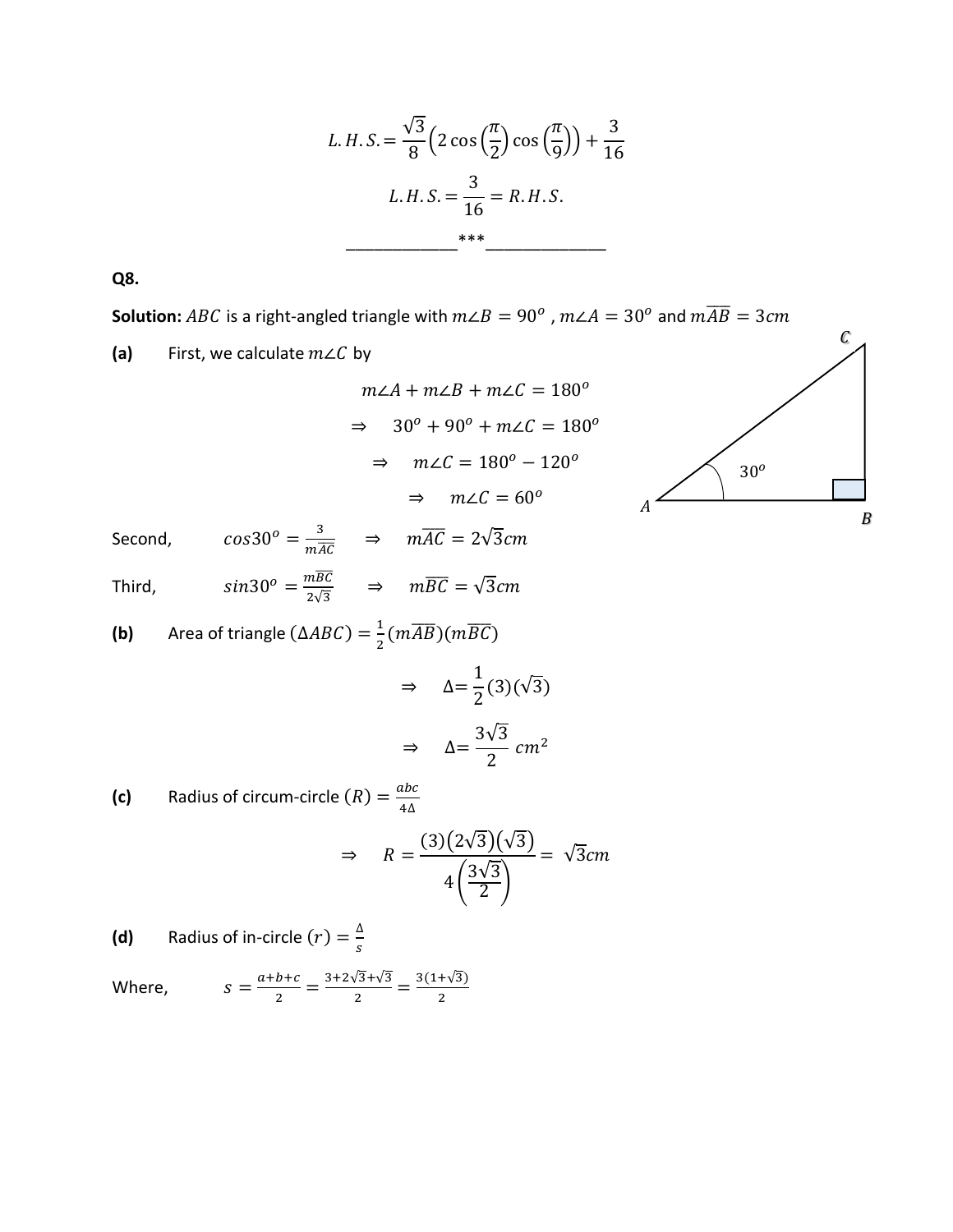$$L.H.S. = \frac{\sqrt{3}}{8}\left(2\cos\left(\frac{\pi}{2}\right)\cos\left(\frac{\pi}{9}\right)\right) + \frac{3}{16}$$

$$L.H.S. = \frac{3}{16} = R.H.S.$$

\_\_\_\_\_\_\_\_\_\_\_\_\*\*\*\_\_\_\_\_\_\_\_\_\_\_\_

**Q8.**

**Solution:** $ABC$ is a right-angled triangle with $m\angle B = 90^o$ , $m\angle A = 30^o$ and $m\overline{AB} = 3cm$

C

$30^o$

A

B

**(a)** First, we calculate $m\angle C$ by

$$m\angle A + m\angle B + m\angle C = 180^o$$

$$\Rightarrow \quad 30^o + 90^o + m\angle C = 180^o$$

$$\Rightarrow \quad m\angle C = 180^o - 120^o$$

$$\Rightarrow \quad m\angle C = 60^o$$

Second, $\quad cos30^o = \frac{3}{m\overline{AC}} \quad \Rightarrow \quad m\overline{AC} = 2\sqrt{3}cm$

Third, $\quad sin30^o = \frac{m\overline{BC}}{2\sqrt{3}} \quad \Rightarrow \quad m\overline{BC} = \sqrt{3}cm$

**(b)** Area of triangle $(\Delta ABC) = \frac{1}{2}(m\overline{AB})(m\overline{BC})$

$$\Rightarrow \quad \Delta = \frac{1}{2}(3)(\sqrt{3})$$

$$\Rightarrow \quad \Delta = \frac{3\sqrt{3}}{2}\ cm^2$$

**(c)** Radius of circum-circle $(R) = \frac{abc}{4\Delta}$

$$\Rightarrow \quad R = \frac{(3)(2\sqrt{3})(\sqrt{3})}{4\left(\frac{3\sqrt{3}}{2}\right)} = \sqrt{3}cm$$

**(d)** Radius of in-circle $(r) = \frac{\Delta}{s}$

Where, $\quad s = \frac{a+b+c}{2} = \frac{3+2\sqrt{3}+\sqrt{3}}{2} = \frac{3(1+\sqrt{3})}{2}$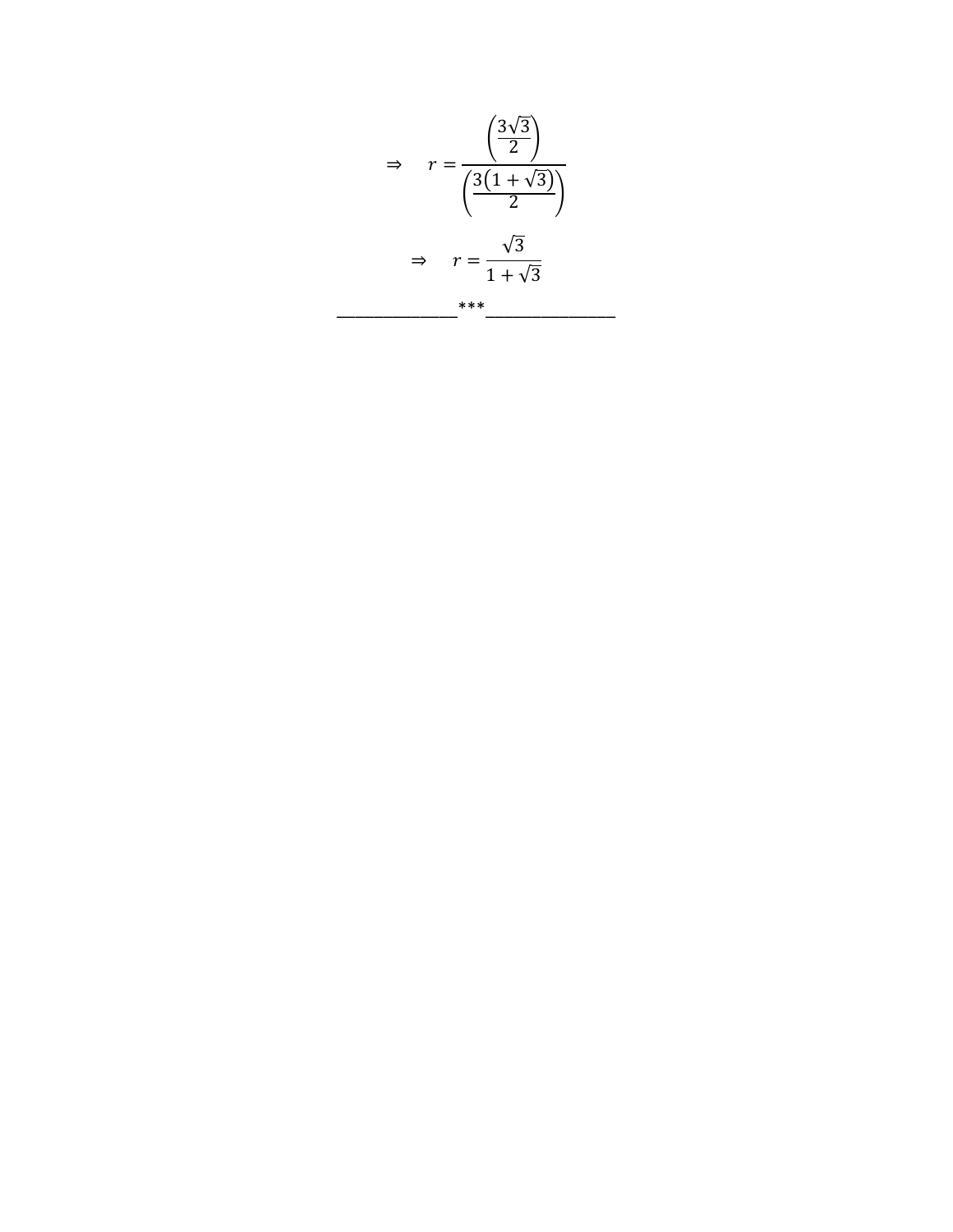$$\Rightarrow \quad r = \frac{\left(\frac{3\sqrt{3}}{2}\right)}{\left(\frac{3\left(1+\sqrt{3}\right)}{2}\right)}$$

$$\Rightarrow \quad r = \frac{\sqrt{3}}{1+\sqrt{3}}$$

_______________***_______________